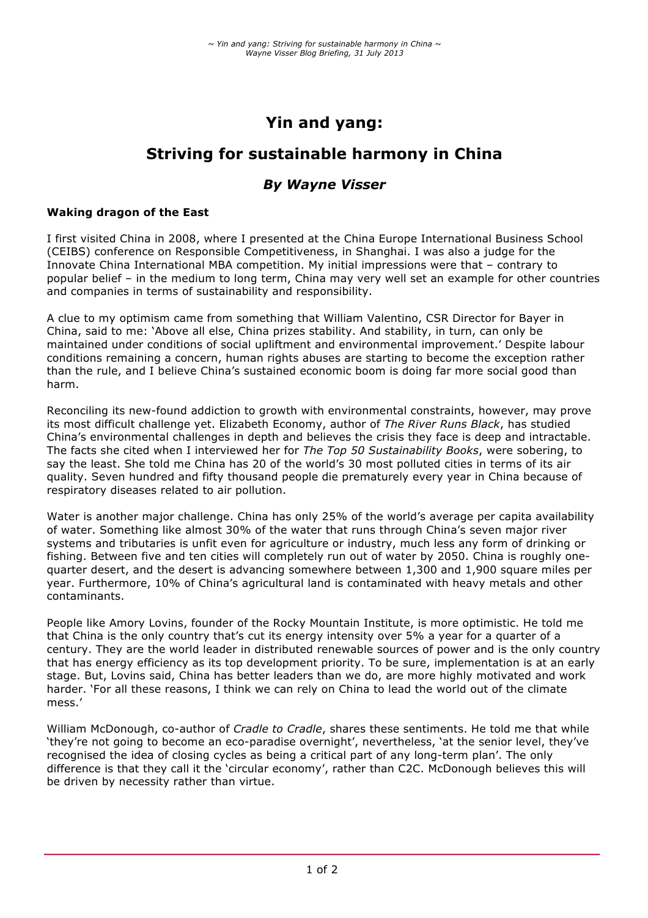# Yin and yang:

## Striving for sustainable harmony in China

### *By Wayne Visser*

**Waking dragon of the East**

I first visited China in 2008, where I presented at the China Europe International Business School (CEIBS) conference on Responsible Competitiveness, in Shanghai. I was also a judge for the Innovate China International MBA competition. My initial impressions were that – contrary to popular belief – in the medium to long term, China may very well set an example for other countries and companies in terms of sustainability and responsibility.

A clue to my optimism came from something that William Valentino, CSR Director for Bayer in China, said to me: 'Above all else, China prizes stability. And stability, in turn, can only be maintained under conditions of social upliftment and environmental improvement.' Despite labour conditions remaining a concern, human rights abuses are starting to become the exception rather than the rule, and I believe China's sustained economic boom is doing far more social good than harm.

Reconciling its new-found addiction to growth with environmental constraints, however, may prove its most difficult challenge yet. Elizabeth Economy, author of *The River Runs Black*, has studied China's environmental challenges in depth and believes the crisis they face is deep and intractable. The facts she cited when I interviewed her for *The Top 50 Sustainability Books*, were sobering, to say the least. She told me China has 20 of the world's 30 most polluted cities in terms of its air quality. Seven hundred and fifty thousand people die prematurely every year in China because of respiratory diseases related to air pollution.

Water is another major challenge. China has only 25% of the world's average per capita availability of water. Something like almost 30% of the water that runs through China's seven major river systems and tributaries is unfit even for agriculture or industry, much less any form of drinking or fishing. Between five and ten cities will completely run out of water by 2050. China is roughly one-quarter desert, and the desert is advancing somewhere between 1,300 and 1,900 square miles per year. Furthermore, 10% of China's agricultural land is contaminated with heavy metals and other contaminants.

People like Amory Lovins, founder of the Rocky Mountain Institute, is more optimistic. He told me that China is the only country that's cut its energy intensity over 5% a year for a quarter of a century. They are the world leader in distributed renewable sources of power and is the only country that has energy efficiency as its top development priority. To be sure, implementation is at an early stage. But, Lovins said, China has better leaders than we do, are more highly motivated and work harder. 'For all these reasons, I think we can rely on China to lead the world out of the climate mess.'

William McDonough, co-author of *Cradle to Cradle*, shares these sentiments. He told me that while 'they're not going to become an eco-paradise overnight', nevertheless, 'at the senior level, they've recognised the idea of closing cycles as being a critical part of any long-term plan'. The only difference is that they call it the 'circular economy', rather than C2C. McDonough believes this will be driven by necessity rather than virtue.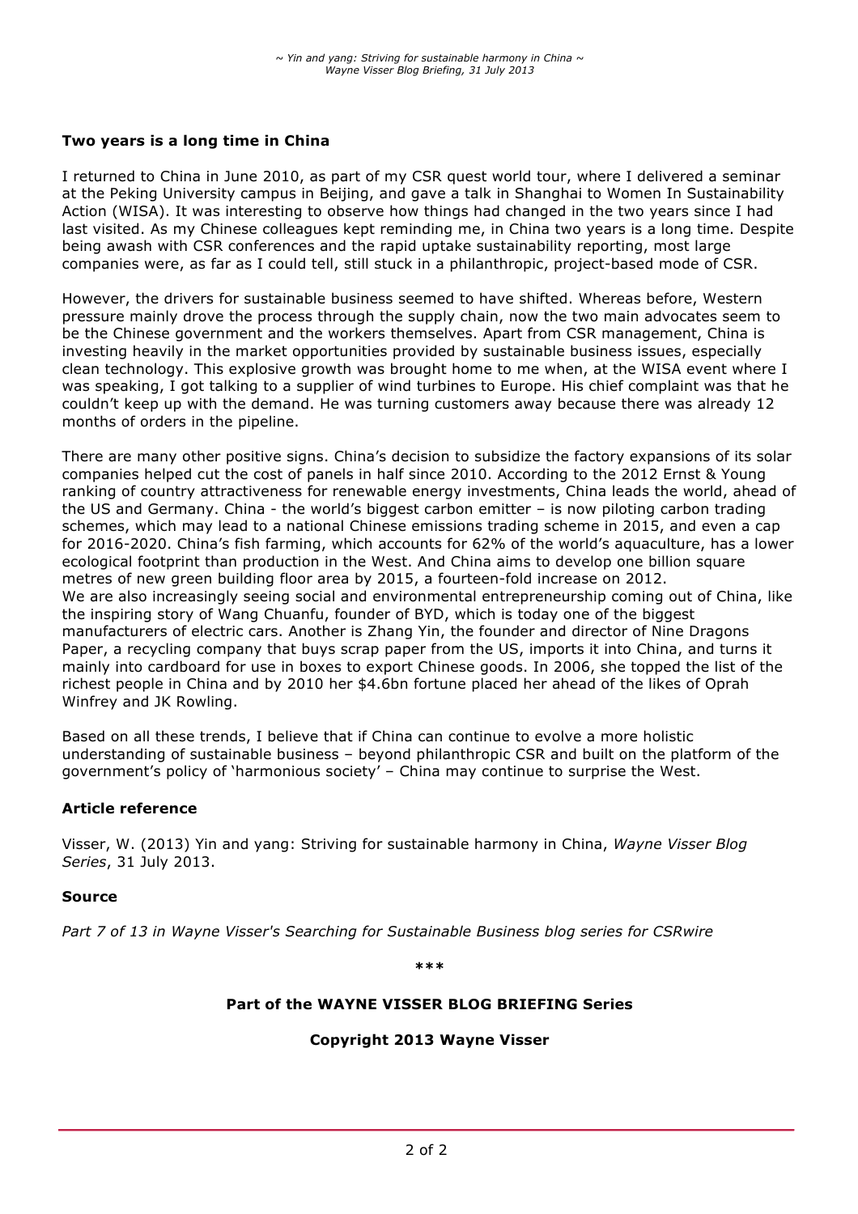## Two years is a long time in China

I returned to China in June 2010, as part of my CSR quest world tour, where I delivered a seminar at the Peking University campus in Beijing, and gave a talk in Shanghai to Women In Sustainability Action (WISA). It was interesting to observe how things had changed in the two years since I had last visited. As my Chinese colleagues kept reminding me, in China two years is a long time. Despite being awash with CSR conferences and the rapid uptake sustainability reporting, most large companies were, as far as I could tell, still stuck in a philanthropic, project-based mode of CSR.

However, the drivers for sustainable business seemed to have shifted. Whereas before, Western pressure mainly drove the process through the supply chain, now the two main advocates seem to be the Chinese government and the workers themselves. Apart from CSR management, China is investing heavily in the market opportunities provided by sustainable business issues, especially clean technology. This explosive growth was brought home to me when, at the WISA event where I was speaking, I got talking to a supplier of wind turbines to Europe. His chief complaint was that he couldn't keep up with the demand. He was turning customers away because there was already 12 months of orders in the pipeline.

There are many other positive signs. China's decision to subsidize the factory expansions of its solar companies helped cut the cost of panels in half since 2010. According to the 2012 Ernst & Young ranking of country attractiveness for renewable energy investments, China leads the world, ahead of the US and Germany. China - the world's biggest carbon emitter – is now piloting carbon trading schemes, which may lead to a national Chinese emissions trading scheme in 2015, and even a cap for 2016-2020. China's fish farming, which accounts for 62% of the world's aquaculture, has a lower ecological footprint than production in the West. And China aims to develop one billion square metres of new green building floor area by 2015, a fourteen-fold increase on 2012.
We are also increasingly seeing social and environmental entrepreneurship coming out of China, like the inspiring story of Wang Chuanfu, founder of BYD, which is today one of the biggest manufacturers of electric cars. Another is Zhang Yin, the founder and director of Nine Dragons Paper, a recycling company that buys scrap paper from the US, imports it into China, and turns it mainly into cardboard for use in boxes to export Chinese goods. In 2006, she topped the list of the richest people in China and by 2010 her $4.6bn fortune placed her ahead of the likes of Oprah Winfrey and JK Rowling.

Based on all these trends, I believe that if China can continue to evolve a more holistic understanding of sustainable business – beyond philanthropic CSR and built on the platform of the government's policy of 'harmonious society' – China may continue to surprise the West.

## Article reference

Visser, W. (2013) Yin and yang: Striving for sustainable harmony in China, *Wayne Visser Blog Series*, 31 July 2013.

## Source

*Part 7 of 13 in Wayne Visser's Searching for Sustainable Business blog series for CSRwire*

***

**Part of the WAYNE VISSER BLOG BRIEFING Series**

**Copyright 2013 Wayne Visser**